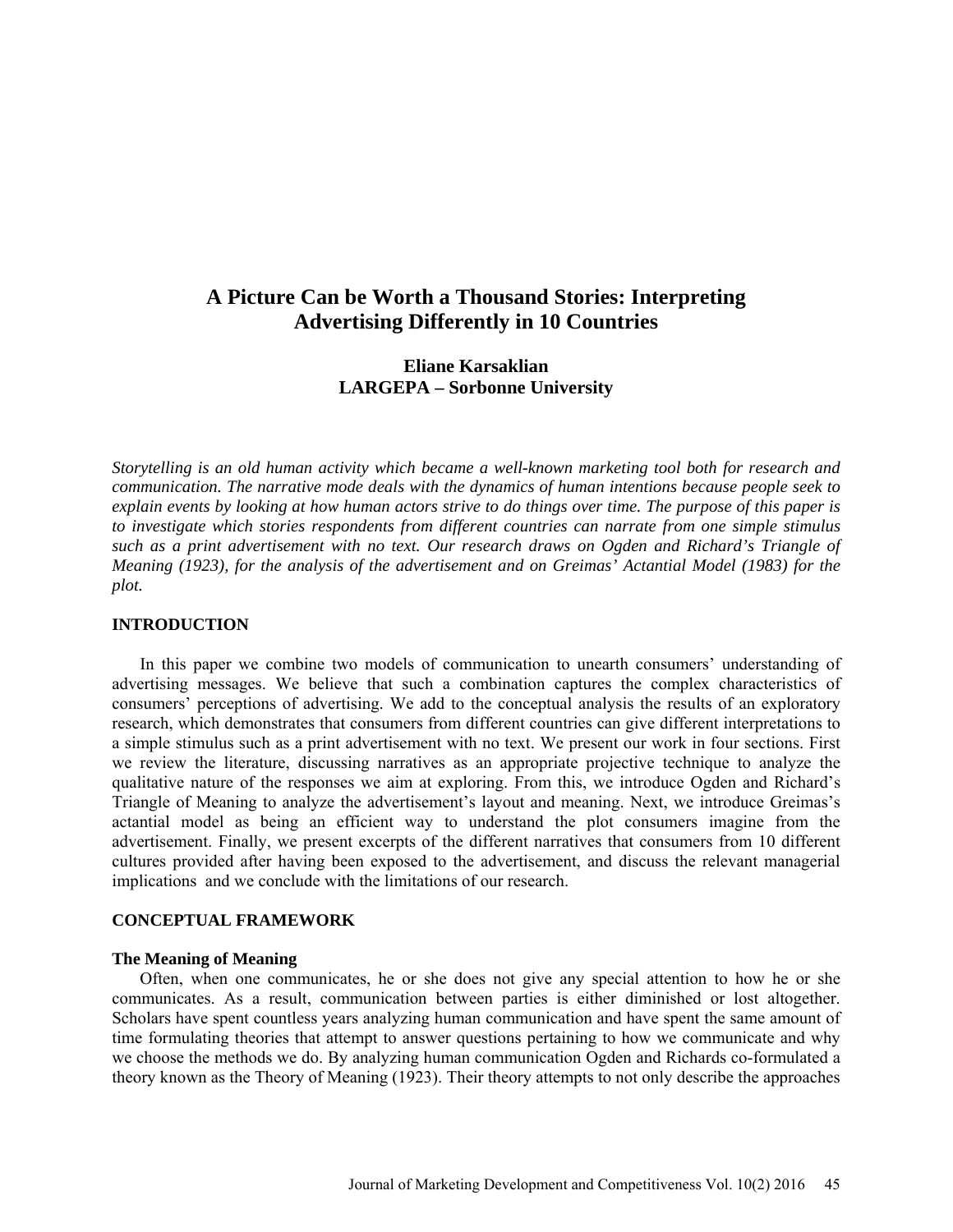# A Picture Can be Worth a Thousand Stories: Interpreting Advertising Differently in 10 Countries

**Eliane Karsaklian**
**LARGEPA – Sorbonne University**

*Storytelling is an old human activity which became a well-known marketing tool both for research and communication. The narrative mode deals with the dynamics of human intentions because people seek to explain events by looking at how human actors strive to do things over time. The purpose of this paper is to investigate which stories respondents from different countries can narrate from one simple stimulus such as a print advertisement with no text. Our research draws on Ogden and Richard's Triangle of Meaning (1923), for the analysis of the advertisement and on Greimas' Actantial Model (1983) for the plot.*

## INTRODUCTION

In this paper we combine two models of communication to unearth consumers' understanding of advertising messages. We believe that such a combination captures the complex characteristics of consumers' perceptions of advertising. We add to the conceptual analysis the results of an exploratory research, which demonstrates that consumers from different countries can give different interpretations to a simple stimulus such as a print advertisement with no text. We present our work in four sections. First we review the literature, discussing narratives as an appropriate projective technique to analyze the qualitative nature of the responses we aim at exploring. From this, we introduce Ogden and Richard's Triangle of Meaning to analyze the advertisement's layout and meaning. Next, we introduce Greimas's actantial model as being an efficient way to understand the plot consumers imagine from the advertisement. Finally, we present excerpts of the different narratives that consumers from 10 different cultures provided after having been exposed to the advertisement, and discuss the relevant managerial implications and we conclude with the limitations of our research.

## CONCEPTUAL FRAMEWORK

### The Meaning of Meaning

Often, when one communicates, he or she does not give any special attention to how he or she communicates. As a result, communication between parties is either diminished or lost altogether. Scholars have spent countless years analyzing human communication and have spent the same amount of time formulating theories that attempt to answer questions pertaining to how we communicate and why we choose the methods we do. By analyzing human communication Ogden and Richards co-formulated a theory known as the Theory of Meaning (1923). Their theory attempts to not only describe the approaches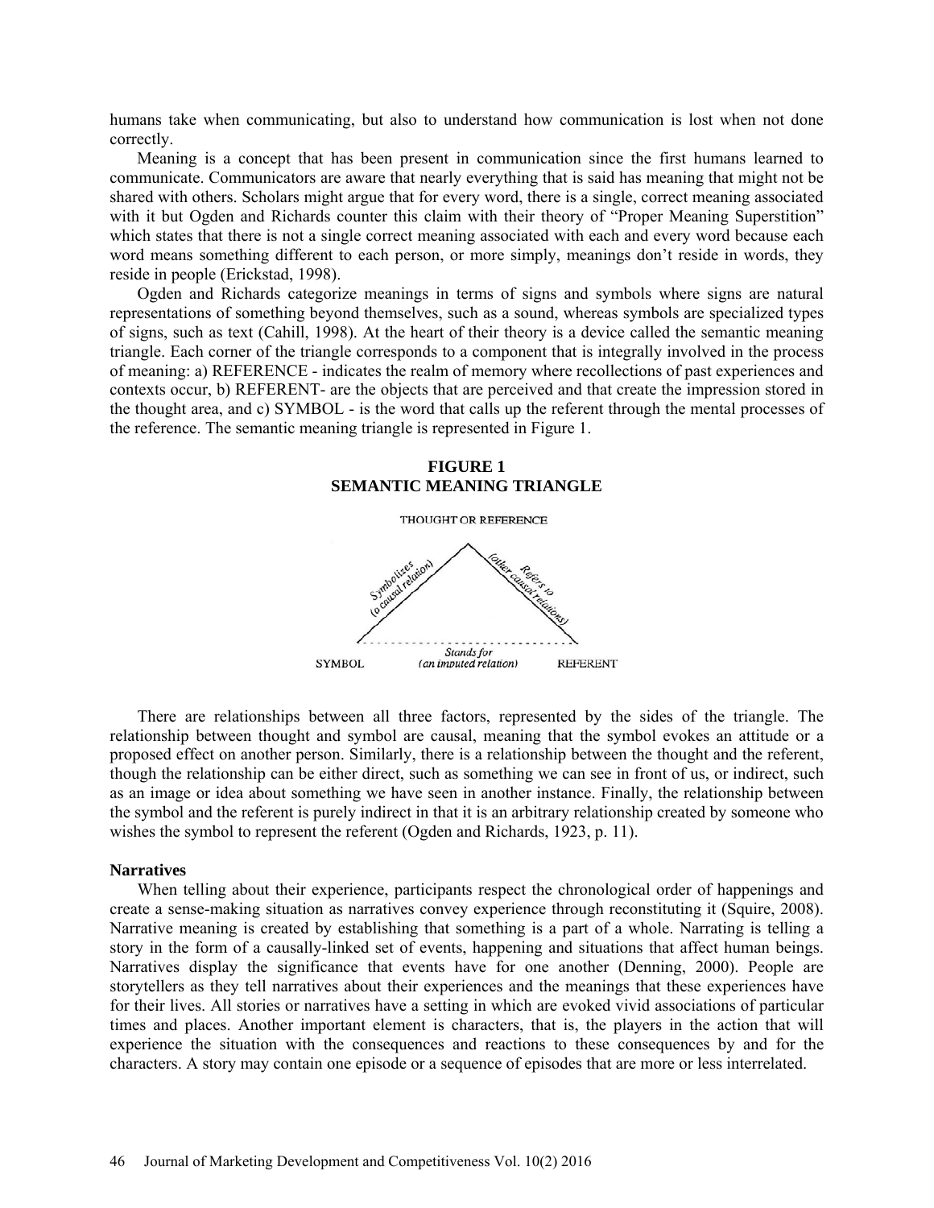humans take when communicating, but also to understand how communication is lost when not done correctly.

Meaning is a concept that has been present in communication since the first humans learned to communicate. Communicators are aware that nearly everything that is said has meaning that might not be shared with others. Scholars might argue that for every word, there is a single, correct meaning associated with it but Ogden and Richards counter this claim with their theory of "Proper Meaning Superstition" which states that there is not a single correct meaning associated with each and every word because each word means something different to each person, or more simply, meanings don't reside in words, they reside in people (Erickstad, 1998).

Ogden and Richards categorize meanings in terms of signs and symbols where signs are natural representations of something beyond themselves, such as a sound, whereas symbols are specialized types of signs, such as text (Cahill, 1998). At the heart of their theory is a device called the semantic meaning triangle. Each corner of the triangle corresponds to a component that is integrally involved in the process of meaning: a) REFERENCE - indicates the realm of memory where recollections of past experiences and contexts occur, b) REFERENT- are the objects that are perceived and that create the impression stored in the thought area, and c) SYMBOL - is the word that calls up the referent through the mental processes of the reference. The semantic meaning triangle is represented in Figure 1.

**FIGURE 1**
**SEMANTIC MEANING TRIANGLE**

THOUGHT OR REFERENCE

*Symbolizes (a causal relation)*

*Refers to (other causal relations)*

SYMBOL — *Stands for (an imputed relation)* — REFERENT

There are relationships between all three factors, represented by the sides of the triangle. The relationship between thought and symbol are causal, meaning that the symbol evokes an attitude or a proposed effect on another person. Similarly, there is a relationship between the thought and the referent, though the relationship can be either direct, such as something we can see in front of us, or indirect, such as an image or idea about something we have seen in another instance. Finally, the relationship between the symbol and the referent is purely indirect in that it is an arbitrary relationship created by someone who wishes the symbol to represent the referent (Ogden and Richards, 1923, p. 11).

### Narratives

When telling about their experience, participants respect the chronological order of happenings and create a sense-making situation as narratives convey experience through reconstituting it (Squire, 2008). Narrative meaning is created by establishing that something is a part of a whole. Narrating is telling a story in the form of a causally-linked set of events, happening and situations that affect human beings. Narratives display the significance that events have for one another (Denning, 2000). People are storytellers as they tell narratives about their experiences and the meanings that these experiences have for their lives. All stories or narratives have a setting in which are evoked vivid associations of particular times and places. Another important element is characters, that is, the players in the action that will experience the situation with the consequences and reactions to these consequences by and for the characters. A story may contain one episode or a sequence of episodes that are more or less interrelated.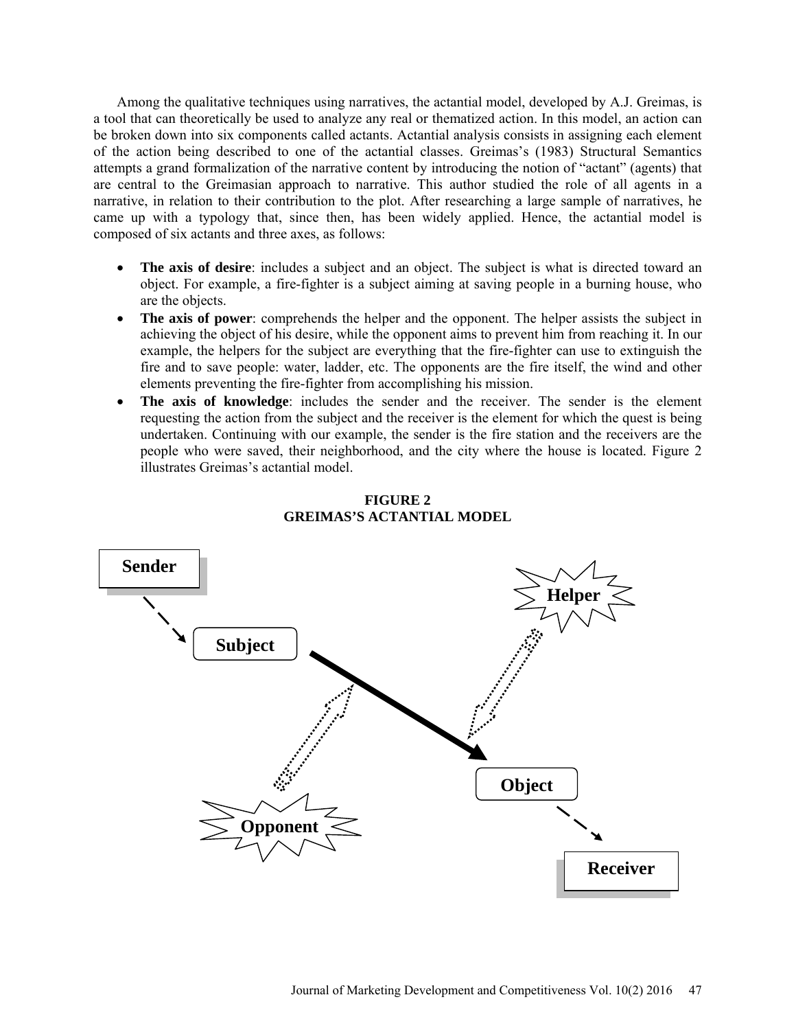Among the qualitative techniques using narratives, the actantial model, developed by A.J. Greimas, is a tool that can theoretically be used to analyze any real or thematized action. In this model, an action can be broken down into six components called actants. Actantial analysis consists in assigning each element of the action being described to one of the actantial classes. Greimas's (1983) Structural Semantics attempts a grand formalization of the narrative content by introducing the notion of "actant" (agents) that are central to the Greimasian approach to narrative. This author studied the role of all agents in a narrative, in relation to their contribution to the plot. After researching a large sample of narratives, he came up with a typology that, since then, has been widely applied. Hence, the actantial model is composed of six actants and three axes, as follows:

- **The axis of desire**: includes a subject and an object. The subject is what is directed toward an object. For example, a fire-fighter is a subject aiming at saving people in a burning house, who are the objects.
- **The axis of power**: comprehends the helper and the opponent. The helper assists the subject in achieving the object of his desire, while the opponent aims to prevent him from reaching it. In our example, the helpers for the subject are everything that the fire-fighter can use to extinguish the fire and to save people: water, ladder, etc. The opponents are the fire itself, the wind and other elements preventing the fire-fighter from accomplishing his mission.
- **The axis of knowledge**: includes the sender and the receiver. The sender is the element requesting the action from the subject and the receiver is the element for which the quest is being undertaken. Continuing with our example, the sender is the fire station and the receivers are the people who were saved, their neighborhood, and the city where the house is located. Figure 2 illustrates Greimas's actantial model.

**FIGURE 2**
**GREIMAS'S ACTANTIAL MODEL**

Sender → Subject → Object → Receiver; Helper → Object; Opponent → Subject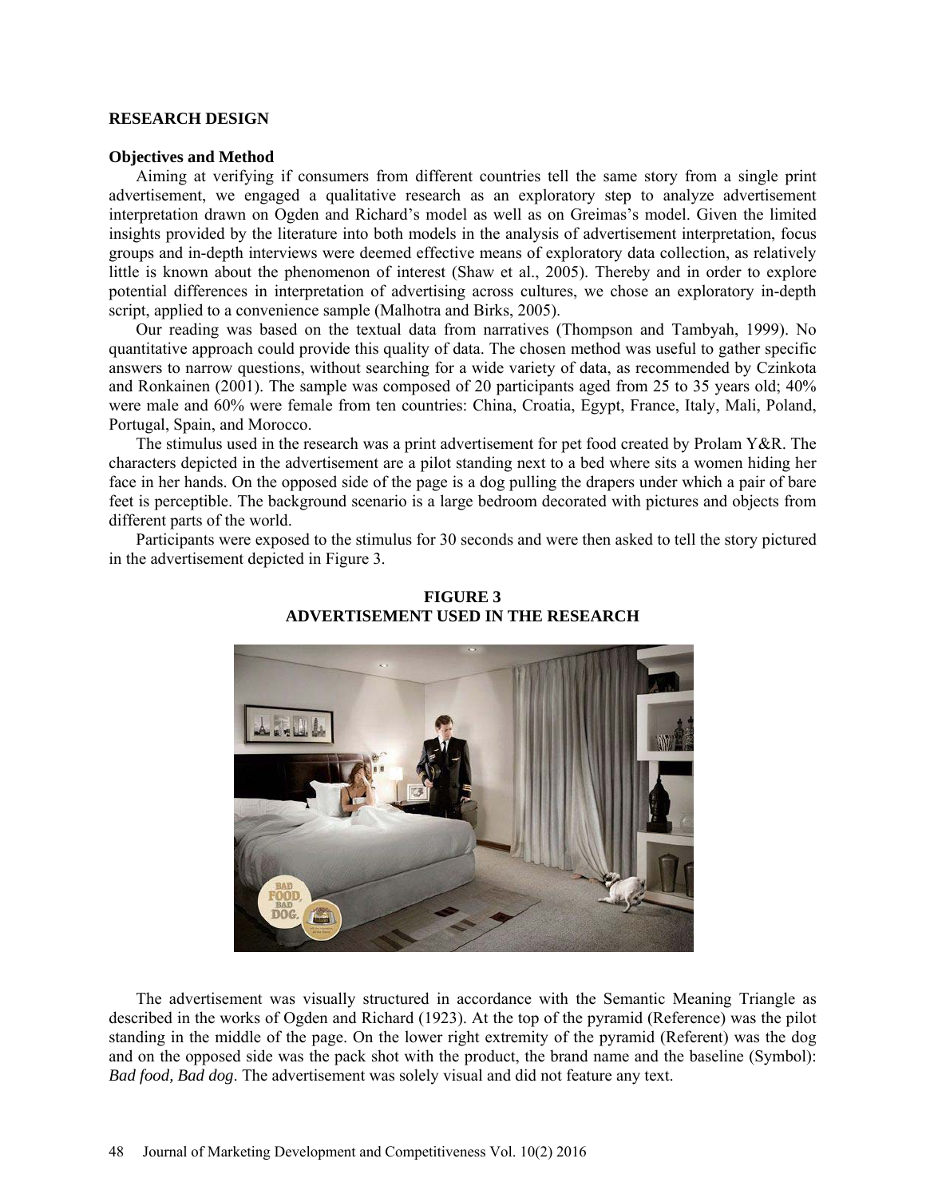**RESEARCH DESIGN**

**Objectives and Method**

Aiming at verifying if consumers from different countries tell the same story from a single print advertisement, we engaged a qualitative research as an exploratory step to analyze advertisement interpretation drawn on Ogden and Richard's model as well as on Greimas's model. Given the limited insights provided by the literature into both models in the analysis of advertisement interpretation, focus groups and in-depth interviews were deemed effective means of exploratory data collection, as relatively little is known about the phenomenon of interest (Shaw et al., 2005). Thereby and in order to explore potential differences in interpretation of advertising across cultures, we chose an exploratory in-depth script, applied to a convenience sample (Malhotra and Birks, 2005).

Our reading was based on the textual data from narratives (Thompson and Tambyah, 1999). No quantitative approach could provide this quality of data. The chosen method was useful to gather specific answers to narrow questions, without searching for a wide variety of data, as recommended by Czinkota and Ronkainen (2001). The sample was composed of 20 participants aged from 25 to 35 years old; 40% were male and 60% were female from ten countries: China, Croatia, Egypt, France, Italy, Mali, Poland, Portugal, Spain, and Morocco.

The stimulus used in the research was a print advertisement for pet food created by Prolam Y&R. The characters depicted in the advertisement are a pilot standing next to a bed where sits a women hiding her face in her hands. On the opposed side of the page is a dog pulling the drapers under which a pair of bare feet is perceptible. The background scenario is a large bedroom decorated with pictures and objects from different parts of the world.

Participants were exposed to the stimulus for 30 seconds and were then asked to tell the story pictured in the advertisement depicted in Figure 3.

**FIGURE 3**
**ADVERTISEMENT USED IN THE RESEARCH**

The advertisement was visually structured in accordance with the Semantic Meaning Triangle as described in the works of Ogden and Richard (1923). At the top of the pyramid (Reference) was the pilot standing in the middle of the page. On the lower right extremity of the pyramid (Referent) was the dog and on the opposed side was the pack shot with the product, the brand name and the baseline (Symbol): *Bad food, Bad dog*. The advertisement was solely visual and did not feature any text.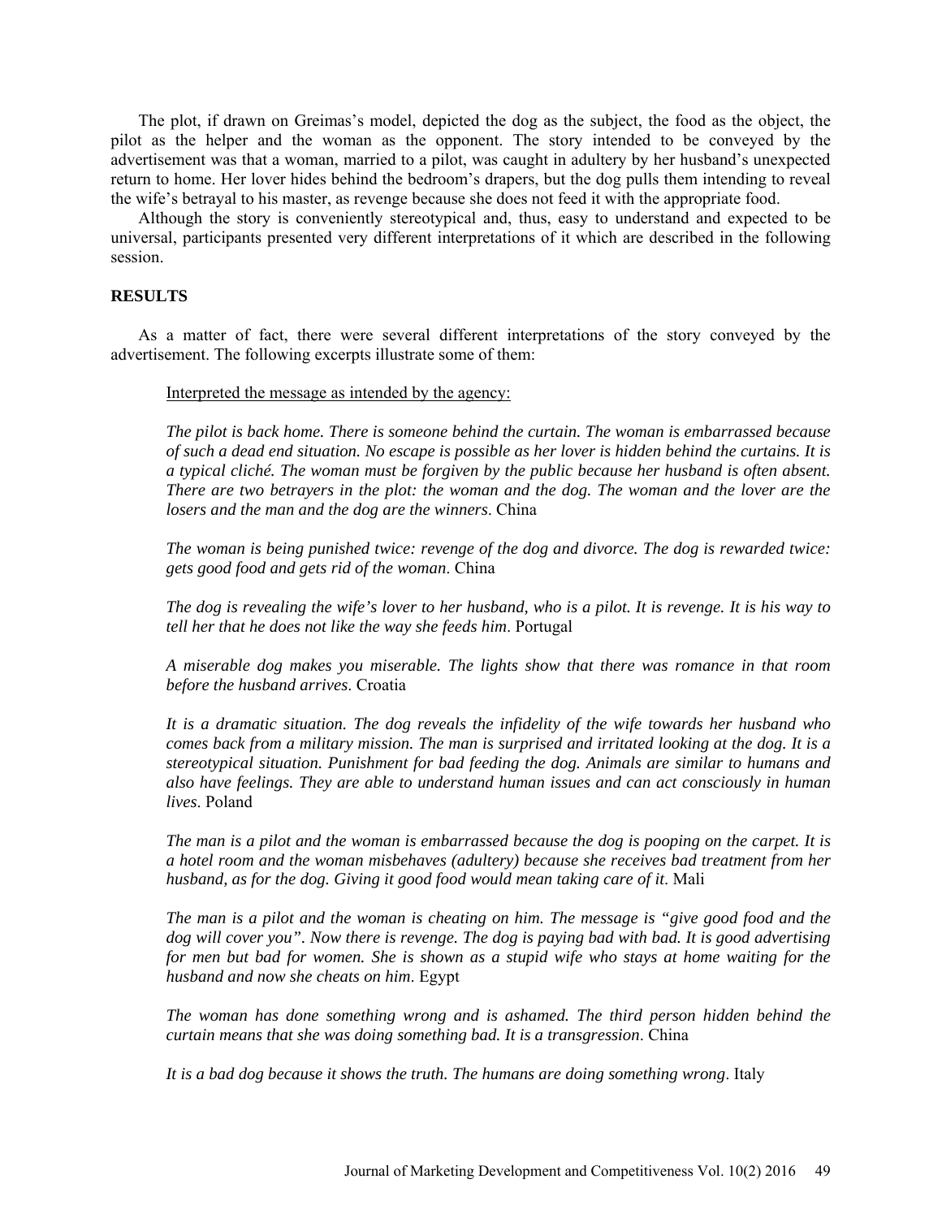The plot, if drawn on Greimas's model, depicted the dog as the subject, the food as the object, the pilot as the helper and the woman as the opponent. The story intended to be conveyed by the advertisement was that a woman, married to a pilot, was caught in adultery by her husband's unexpected return to home. Her lover hides behind the bedroom's drapers, but the dog pulls them intending to reveal the wife's betrayal to his master, as revenge because she does not feed it with the appropriate food.

Although the story is conveniently stereotypical and, thus, easy to understand and expected to be universal, participants presented very different interpretations of it which are described in the following session.

## RESULTS

As a matter of fact, there were several different interpretations of the story conveyed by the advertisement. The following excerpts illustrate some of them:

> <u>Interpreted the message as intended by the agency:</u>
>
> *The pilot is back home. There is someone behind the curtain. The woman is embarrassed because of such a dead end situation. No escape is possible as her lover is hidden behind the curtains. It is a typical cliché. The woman must be forgiven by the public because her husband is often absent. There are two betrayers in the plot: the woman and the dog. The woman and the lover are the losers and the man and the dog are the winners*. China
>
> *The woman is being punished twice: revenge of the dog and divorce. The dog is rewarded twice: gets good food and gets rid of the woman*. China
>
> *The dog is revealing the wife's lover to her husband, who is a pilot. It is revenge. It is his way to tell her that he does not like the way she feeds him*. Portugal
>
> *A miserable dog makes you miserable. The lights show that there was romance in that room before the husband arrives*. Croatia
>
> *It is a dramatic situation. The dog reveals the infidelity of the wife towards her husband who comes back from a military mission. The man is surprised and irritated looking at the dog. It is a stereotypical situation. Punishment for bad feeding the dog. Animals are similar to humans and also have feelings. They are able to understand human issues and can act consciously in human lives*. Poland
>
> *The man is a pilot and the woman is embarrassed because the dog is pooping on the carpet. It is a hotel room and the woman misbehaves (adultery) because she receives bad treatment from her husband, as for the dog. Giving it good food would mean taking care of it*. Mali
>
> *The man is a pilot and the woman is cheating on him. The message is "give good food and the dog will cover you". Now there is revenge. The dog is paying bad with bad. It is good advertising for men but bad for women. She is shown as a stupid wife who stays at home waiting for the husband and now she cheats on him*. Egypt
>
> *The woman has done something wrong and is ashamed. The third person hidden behind the curtain means that she was doing something bad. It is a transgression*. China
>
> *It is a bad dog because it shows the truth. The humans are doing something wrong*. Italy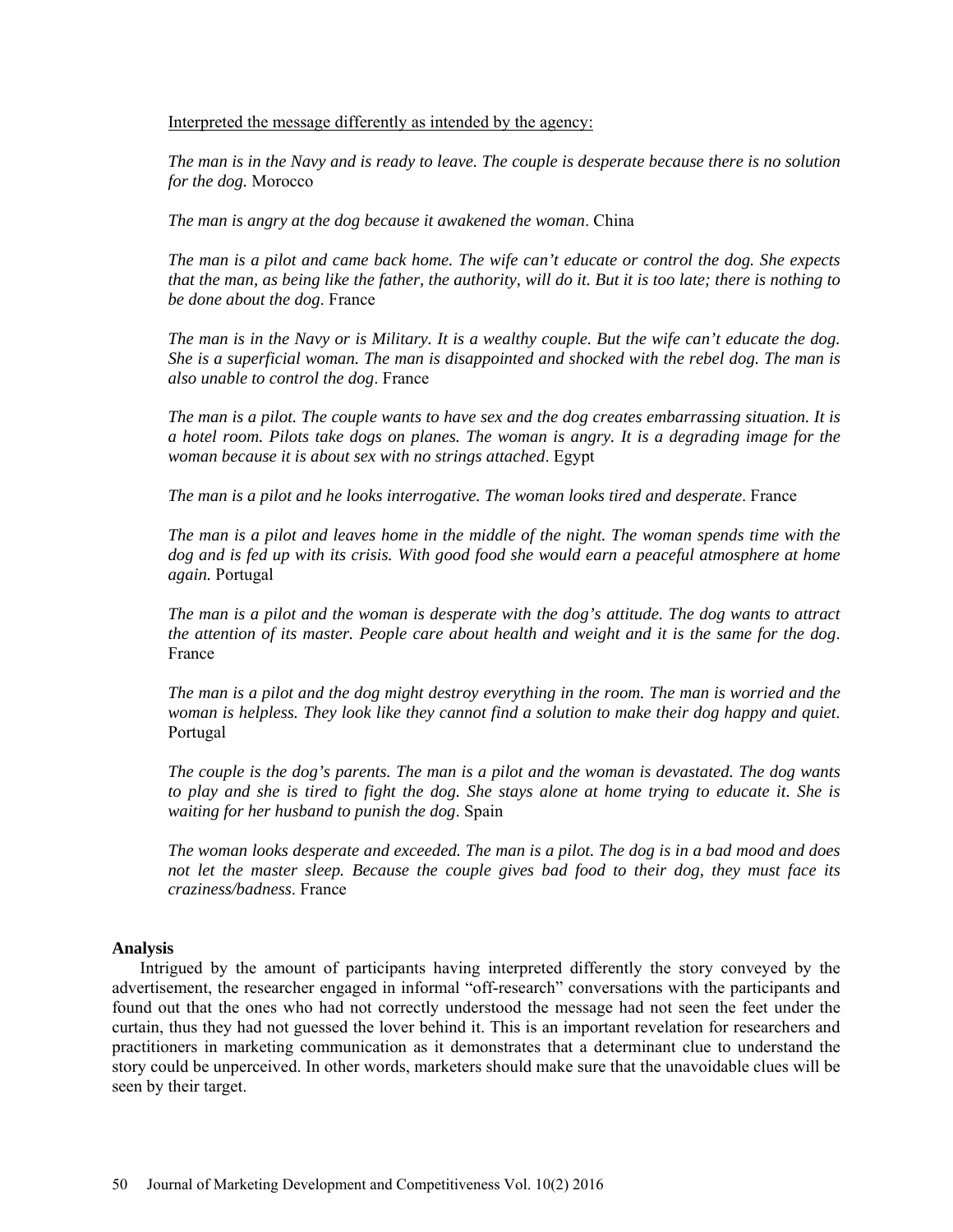Interpreted the message differently as intended by the agency:

*The man is in the Navy and is ready to leave. The couple is desperate because there is no solution for the dog.* Morocco

*The man is angry at the dog because it awakened the woman*. China

*The man is a pilot and came back home. The wife can't educate or control the dog. She expects that the man, as being like the father, the authority, will do it. But it is too late; there is nothing to be done about the dog*. France

*The man is in the Navy or is Military. It is a wealthy couple. But the wife can't educate the dog. She is a superficial woman. The man is disappointed and shocked with the rebel dog. The man is also unable to control the dog*. France

*The man is a pilot. The couple wants to have sex and the dog creates embarrassing situation. It is a hotel room. Pilots take dogs on planes. The woman is angry. It is a degrading image for the woman because it is about sex with no strings attached*. Egypt

*The man is a pilot and he looks interrogative. The woman looks tired and desperate*. France

*The man is a pilot and leaves home in the middle of the night. The woman spends time with the dog and is fed up with its crisis. With good food she would earn a peaceful atmosphere at home again.* Portugal

*The man is a pilot and the woman is desperate with the dog's attitude. The dog wants to attract the attention of its master. People care about health and weight and it is the same for the dog*. France

*The man is a pilot and the dog might destroy everything in the room. The man is worried and the woman is helpless. They look like they cannot find a solution to make their dog happy and quiet*. Portugal

*The couple is the dog's parents. The man is a pilot and the woman is devastated. The dog wants to play and she is tired to fight the dog. She stays alone at home trying to educate it. She is waiting for her husband to punish the dog*. Spain

*The woman looks desperate and exceeded. The man is a pilot. The dog is in a bad mood and does not let the master sleep. Because the couple gives bad food to their dog, they must face its craziness/badness*. France

### Analysis

Intrigued by the amount of participants having interpreted differently the story conveyed by the advertisement, the researcher engaged in informal "off-research" conversations with the participants and found out that the ones who had not correctly understood the message had not seen the feet under the curtain, thus they had not guessed the lover behind it. This is an important revelation for researchers and practitioners in marketing communication as it demonstrates that a determinant clue to understand the story could be unperceived. In other words, marketers should make sure that the unavoidable clues will be seen by their target.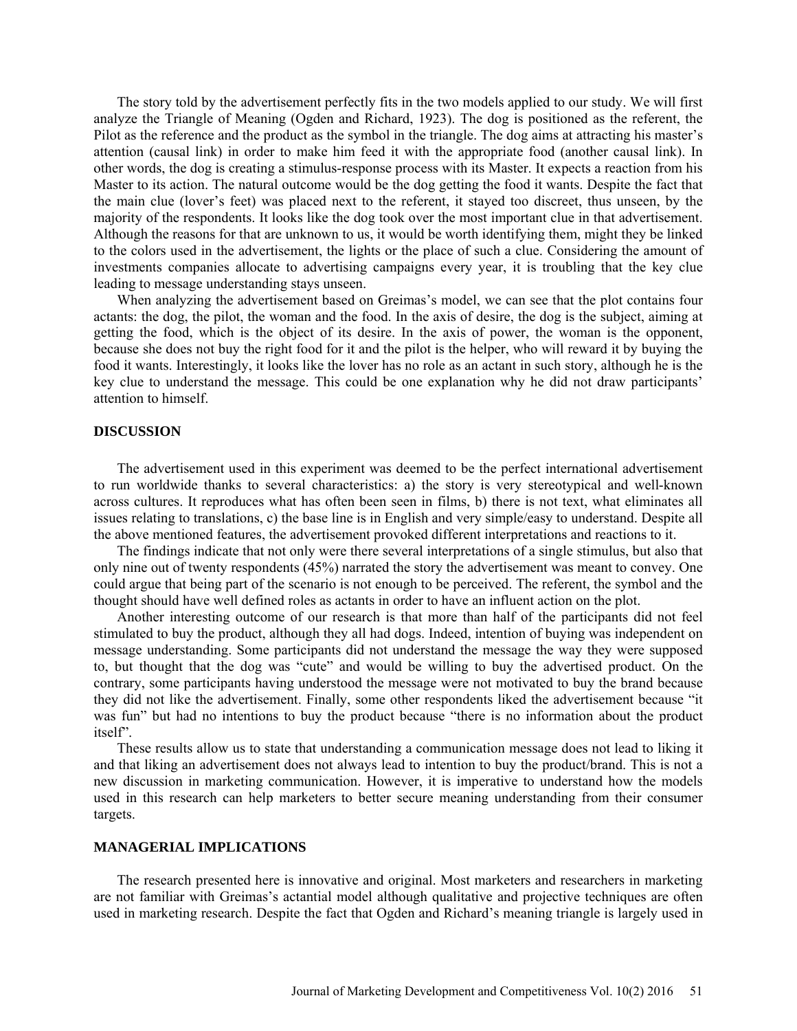The story told by the advertisement perfectly fits in the two models applied to our study. We will first analyze the Triangle of Meaning (Ogden and Richard, 1923). The dog is positioned as the referent, the Pilot as the reference and the product as the symbol in the triangle. The dog aims at attracting his master's attention (causal link) in order to make him feed it with the appropriate food (another causal link). In other words, the dog is creating a stimulus-response process with its Master. It expects a reaction from his Master to its action. The natural outcome would be the dog getting the food it wants. Despite the fact that the main clue (lover's feet) was placed next to the referent, it stayed too discreet, thus unseen, by the majority of the respondents. It looks like the dog took over the most important clue in that advertisement. Although the reasons for that are unknown to us, it would be worth identifying them, might they be linked to the colors used in the advertisement, the lights or the place of such a clue. Considering the amount of investments companies allocate to advertising campaigns every year, it is troubling that the key clue leading to message understanding stays unseen.

When analyzing the advertisement based on Greimas's model, we can see that the plot contains four actants: the dog, the pilot, the woman and the food. In the axis of desire, the dog is the subject, aiming at getting the food, which is the object of its desire. In the axis of power, the woman is the opponent, because she does not buy the right food for it and the pilot is the helper, who will reward it by buying the food it wants. Interestingly, it looks like the lover has no role as an actant in such story, although he is the key clue to understand the message. This could be one explanation why he did not draw participants' attention to himself.

## DISCUSSION

The advertisement used in this experiment was deemed to be the perfect international advertisement to run worldwide thanks to several characteristics: a) the story is very stereotypical and well-known across cultures. It reproduces what has often been seen in films, b) there is not text, what eliminates all issues relating to translations, c) the base line is in English and very simple/easy to understand. Despite all the above mentioned features, the advertisement provoked different interpretations and reactions to it.

The findings indicate that not only were there several interpretations of a single stimulus, but also that only nine out of twenty respondents (45%) narrated the story the advertisement was meant to convey. One could argue that being part of the scenario is not enough to be perceived. The referent, the symbol and the thought should have well defined roles as actants in order to have an influent action on the plot.

Another interesting outcome of our research is that more than half of the participants did not feel stimulated to buy the product, although they all had dogs. Indeed, intention of buying was independent on message understanding. Some participants did not understand the message the way they were supposed to, but thought that the dog was "cute" and would be willing to buy the advertised product. On the contrary, some participants having understood the message were not motivated to buy the brand because they did not like the advertisement. Finally, some other respondents liked the advertisement because "it was fun" but had no intentions to buy the product because "there is no information about the product itself".

These results allow us to state that understanding a communication message does not lead to liking it and that liking an advertisement does not always lead to intention to buy the product/brand. This is not a new discussion in marketing communication. However, it is imperative to understand how the models used in this research can help marketers to better secure meaning understanding from their consumer targets.

## MANAGERIAL IMPLICATIONS

The research presented here is innovative and original. Most marketers and researchers in marketing are not familiar with Greimas's actantial model although qualitative and projective techniques are often used in marketing research. Despite the fact that Ogden and Richard's meaning triangle is largely used in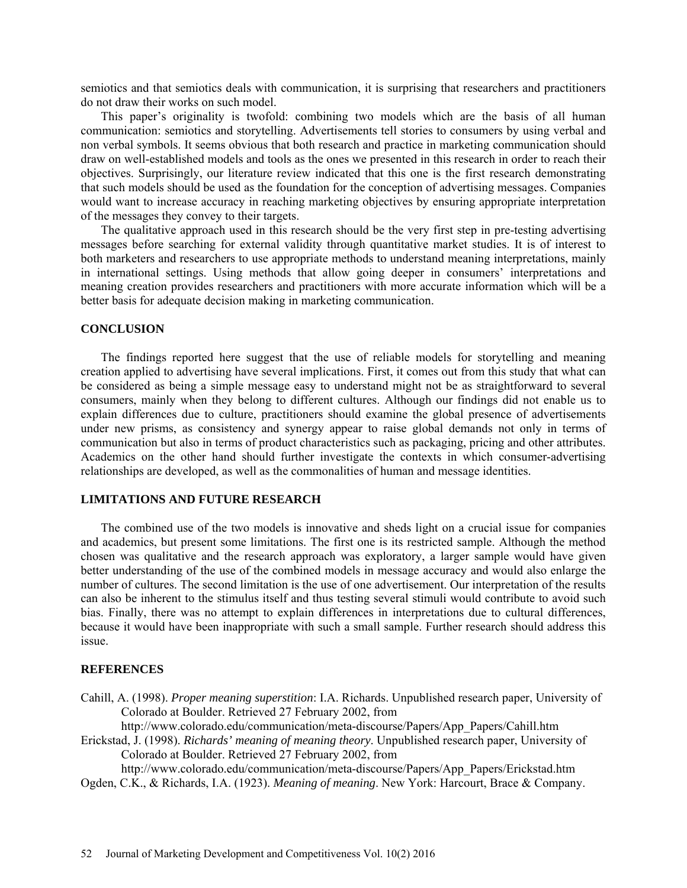semiotics and that semiotics deals with communication, it is surprising that researchers and practitioners do not draw their works on such model.

This paper's originality is twofold: combining two models which are the basis of all human communication: semiotics and storytelling. Advertisements tell stories to consumers by using verbal and non verbal symbols. It seems obvious that both research and practice in marketing communication should draw on well-established models and tools as the ones we presented in this research in order to reach their objectives. Surprisingly, our literature review indicated that this one is the first research demonstrating that such models should be used as the foundation for the conception of advertising messages. Companies would want to increase accuracy in reaching marketing objectives by ensuring appropriate interpretation of the messages they convey to their targets.

The qualitative approach used in this research should be the very first step in pre-testing advertising messages before searching for external validity through quantitative market studies. It is of interest to both marketers and researchers to use appropriate methods to understand meaning interpretations, mainly in international settings. Using methods that allow going deeper in consumers' interpretations and meaning creation provides researchers and practitioners with more accurate information which will be a better basis for adequate decision making in marketing communication.

## CONCLUSION

The findings reported here suggest that the use of reliable models for storytelling and meaning creation applied to advertising have several implications. First, it comes out from this study that what can be considered as being a simple message easy to understand might not be as straightforward to several consumers, mainly when they belong to different cultures. Although our findings did not enable us to explain differences due to culture, practitioners should examine the global presence of advertisements under new prisms, as consistency and synergy appear to raise global demands not only in terms of communication but also in terms of product characteristics such as packaging, pricing and other attributes. Academics on the other hand should further investigate the contexts in which consumer-advertising relationships are developed, as well as the commonalities of human and message identities.

## LIMITATIONS AND FUTURE RESEARCH

The combined use of the two models is innovative and sheds light on a crucial issue for companies and academics, but present some limitations. The first one is its restricted sample. Although the method chosen was qualitative and the research approach was exploratory, a larger sample would have given better understanding of the use of the combined models in message accuracy and would also enlarge the number of cultures. The second limitation is the use of one advertisement. Our interpretation of the results can also be inherent to the stimulus itself and thus testing several stimuli would contribute to avoid such bias. Finally, there was no attempt to explain differences in interpretations due to cultural differences, because it would have been inappropriate with such a small sample. Further research should address this issue.

## REFERENCES

Cahill, A. (1998). *Proper meaning superstition*: I.A. Richards. Unpublished research paper, University of Colorado at Boulder. Retrieved 27 February 2002, from http://www.colorado.edu/communication/meta-discourse/Papers/App_Papers/Cahill.htm

Erickstad, J. (1998). *Richards' meaning of meaning theory*. Unpublished research paper, University of Colorado at Boulder. Retrieved 27 February 2002, from http://www.colorado.edu/communication/meta-discourse/Papers/App_Papers/Erickstad.htm

Ogden, C.K., & Richards, I.A. (1923). *Meaning of meaning*. New York: Harcourt, Brace & Company.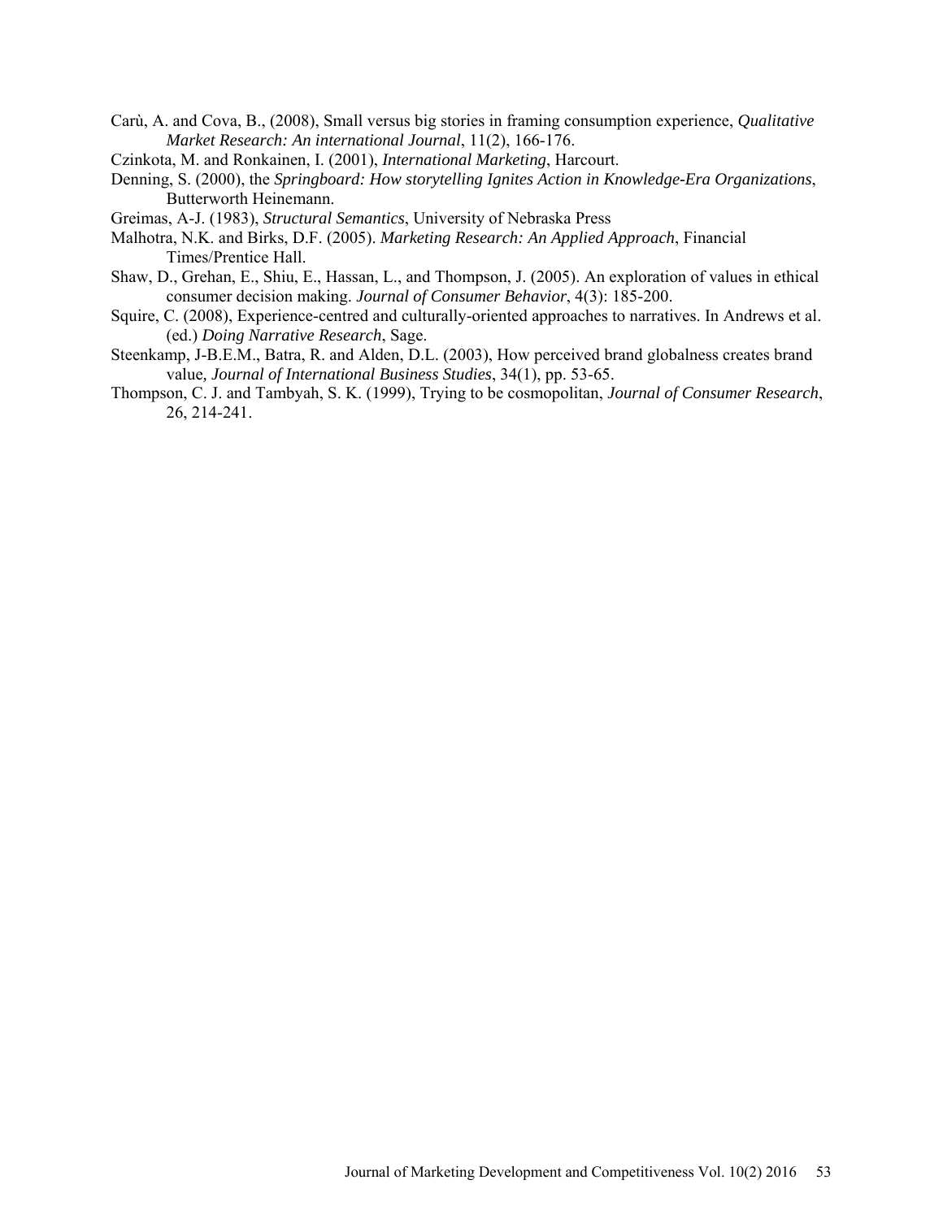Carù, A. and Cova, B., (2008), Small versus big stories in framing consumption experience, *Qualitative Market Research: An international Journal*, 11(2), 166-176.

Czinkota, M. and Ronkainen, I. (2001), *International Marketing*, Harcourt.

Denning, S. (2000), the *Springboard: How storytelling Ignites Action in Knowledge-Era Organizations*, Butterworth Heinemann.

Greimas, A-J. (1983), *Structural Semantics*, University of Nebraska Press

Malhotra, N.K. and Birks, D.F. (2005). *Marketing Research: An Applied Approach*, Financial Times/Prentice Hall.

Shaw, D., Grehan, E., Shiu, E., Hassan, L., and Thompson, J. (2005). An exploration of values in ethical consumer decision making. *Journal of Consumer Behavior*, 4(3): 185-200.

Squire, C. (2008), Experience-centred and culturally-oriented approaches to narratives. In Andrews et al. (ed.) *Doing Narrative Research*, Sage.

Steenkamp, J-B.E.M., Batra, R. and Alden, D.L. (2003), How perceived brand globalness creates brand value, *Journal of International Business Studies*, 34(1), pp. 53-65.

Thompson, C. J. and Tambyah, S. K. (1999), Trying to be cosmopolitan, *Journal of Consumer Research*, 26, 214-241.